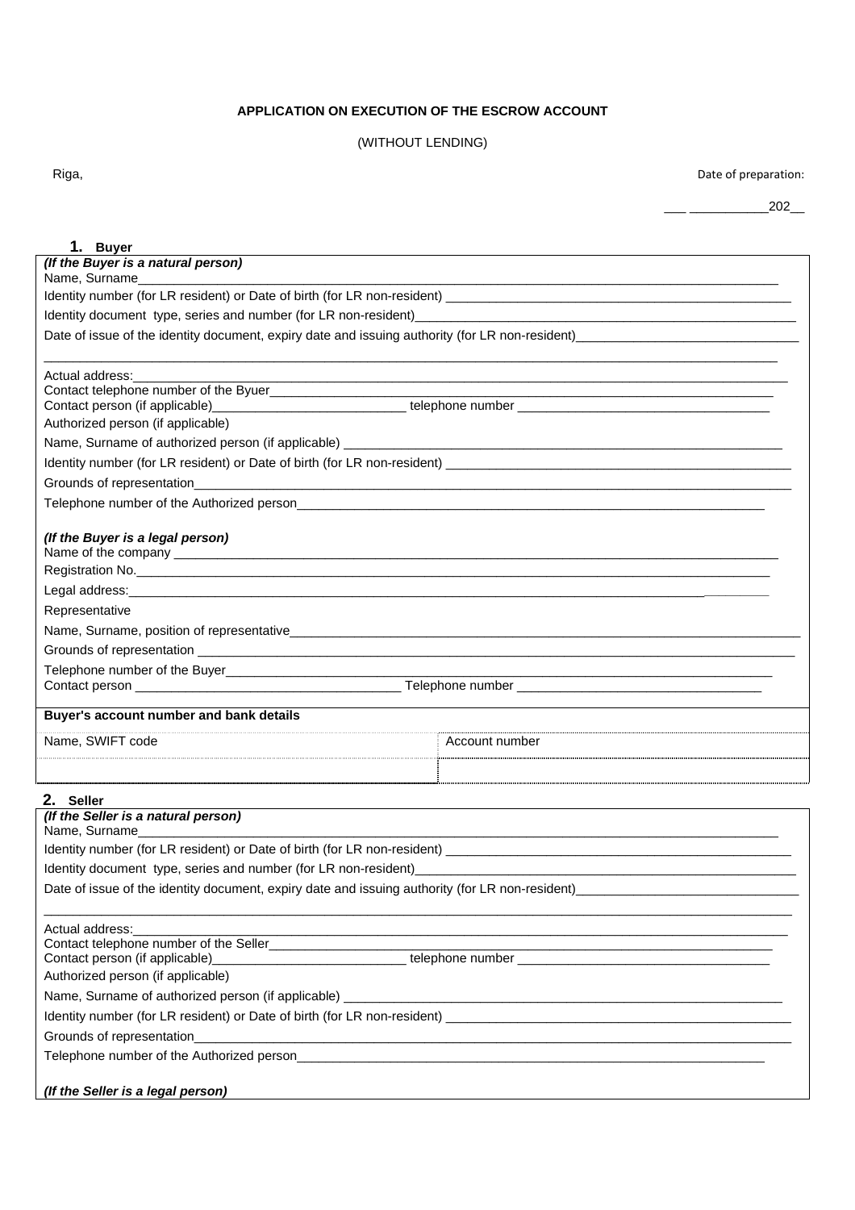**APPLICATION ON EXECUTION OF THE ESCROW ACCOUNT**

(WITHOUT LENDING)

Riga,

Date of preparation:

___ ___________202__

**1. Buyer**

***(If the Buyer is a natural person)***

Name, Surname_______________________________________________

Identity number (for LR resident) or Date of birth (for LR non-resident) ___________________________

Identity document type, series and number (for LR non-resident)___________________________

Date of issue of the identity document, expiry date and issuing authority (for LR non-resident)_______________

_______________________________________________

Actual address:_______________________________________________

Contact telephone number of the Byuer_______________________________________________

Contact person (if applicable)___________________________ telephone number ___________________________

Authorized person (if applicable)

Name, Surname of authorized person (if applicable) ___________________________

Identity number (for LR resident) or Date of birth (for LR non-resident) ___________________________

Grounds of representation_______________________________________________

Telephone number of the Authorized person_______________________________________________

***(If the Buyer is a legal person)***

Name of the company _______________________________________________

Registration No._______________________________________________

Legal address:_______________________________________________

Representative

Name, Surname, position of representative_______________________________________________

Grounds of representation _______________________________________________

Telephone number of the Buyer_______________________________________________

Contact person _____________________________ Telephone number _____________________________

**Buyer's account number and bank details**

| Name, SWIFT code | Account number |
|---|---|
| | |

**2. Seller**

***(If the Seller is a natural person)***

Name, Surname_______________________________________________

Identity number (for LR resident) or Date of birth (for LR non-resident) ___________________________

Identity document type, series and number (for LR non-resident)___________________________

Date of issue of the identity document, expiry date and issuing authority (for LR non-resident)_______________

_______________________________________________

Actual address:_______________________________________________

Contact telephone number of the Seller_______________________________________________

Contact person (if applicable)___________________________ telephone number ___________________________

Authorized person (if applicable)

Name, Surname of authorized person (if applicable) ___________________________

Identity number (for LR resident) or Date of birth (for LR non-resident) ___________________________

Grounds of representation_______________________________________________

Telephone number of the Authorized person_______________________________________________

***(If the Seller is a legal person)***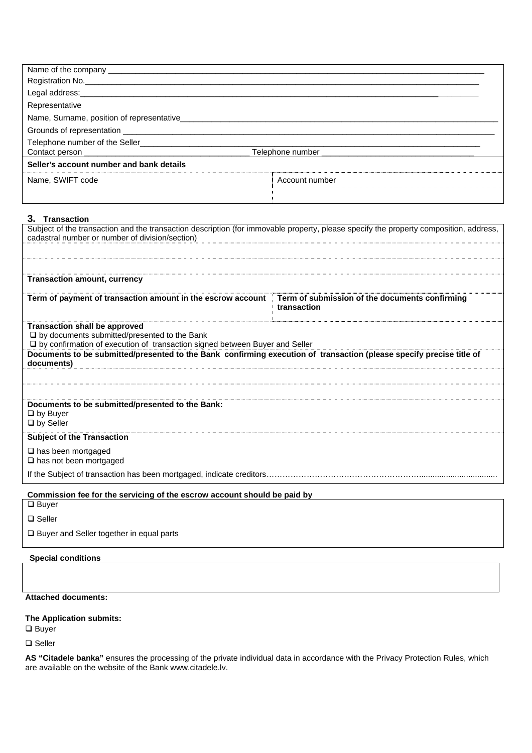Name of the company ___________________________________________________________________________

Registration No.________________________________________________________________________________

Legal address:__________________________________________________________________________________

Representative

Name, Surname, position of representative_____________________________________________________________

Grounds of representation _______________________________________________________________________

Telephone number of the Seller____________________________________________________________________

Contact person ___________________________________ Telephone number _________________________________

| **Seller's account number and bank details** | |
|---|---|
| Name, SWIFT code | Account number |
| | |

## 3. Transaction

Subject of the transaction and the transaction description (for immovable property, please specify the property composition, address, cadastral number or number of division/section)

**Transaction amount, currency**

| **Term of payment of transaction amount in the escrow account** | **Term of submission of the documents confirming transaction** |
|---|---|
| | |

**Transaction shall be approved**

❑ by documents submitted/presented to the Bank

❑ by confirmation of execution of transaction signed between Buyer and Seller

**Documents to be submitted/presented to the Bank confirming execution of transaction (please specify precise title of documents)**

**Documents to be submitted/presented to the Bank:**

❑ by Buyer

❑ by Seller

**Subject of the Transaction**

❑ has been mortgaged

❑ has not been mortgaged

If the Subject of transaction has been mortgaged, indicate creditors…………………………………………………….................................

**Commission fee for the servicing of the escrow account should be paid by**

❑ Buyer

❑ Seller

❑ Buyer and Seller together in equal parts

**Special conditions**

**Attached documents:**

**The Application submits:**

❑ Buyer

❑ Seller

**AS "Citadele banka"** ensures the processing of the private individual data in accordance with the Privacy Protection Rules, which are available on the website of the Bank www.citadele.lv.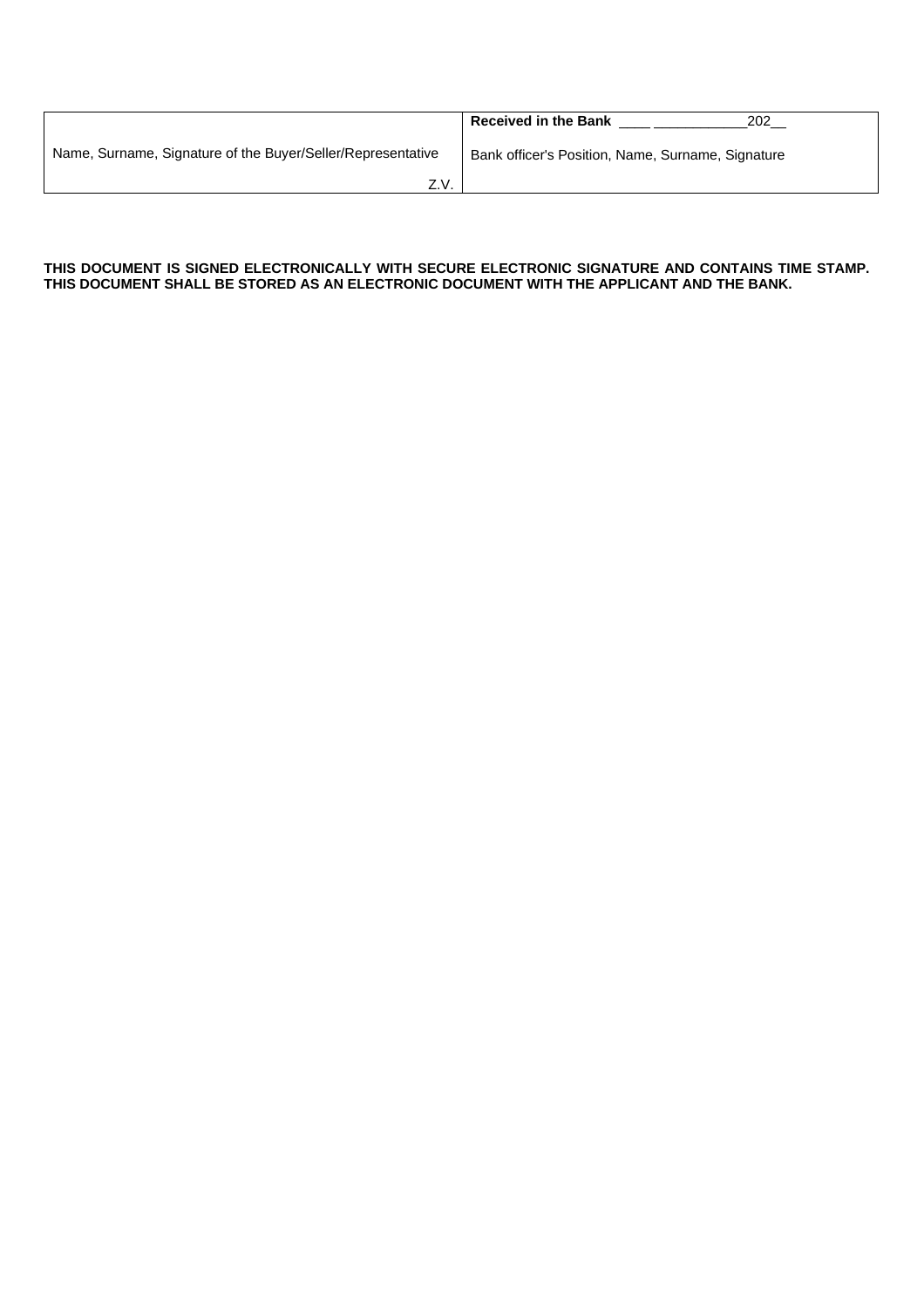| | |
|---|---|
| | **Received in the Bank** ____ ____________202__ |
| Name, Surname, Signature of the Buyer/Seller/Representative | Bank officer's Position, Name, Surname, Signature |
| Z.V. | |

**THIS DOCUMENT IS SIGNED ELECTRONICALLY WITH SECURE ELECTRONIC SIGNATURE AND CONTAINS TIME STAMP. THIS DOCUMENT SHALL BE STORED AS AN ELECTRONIC DOCUMENT WITH THE APPLICANT AND THE BANK.**